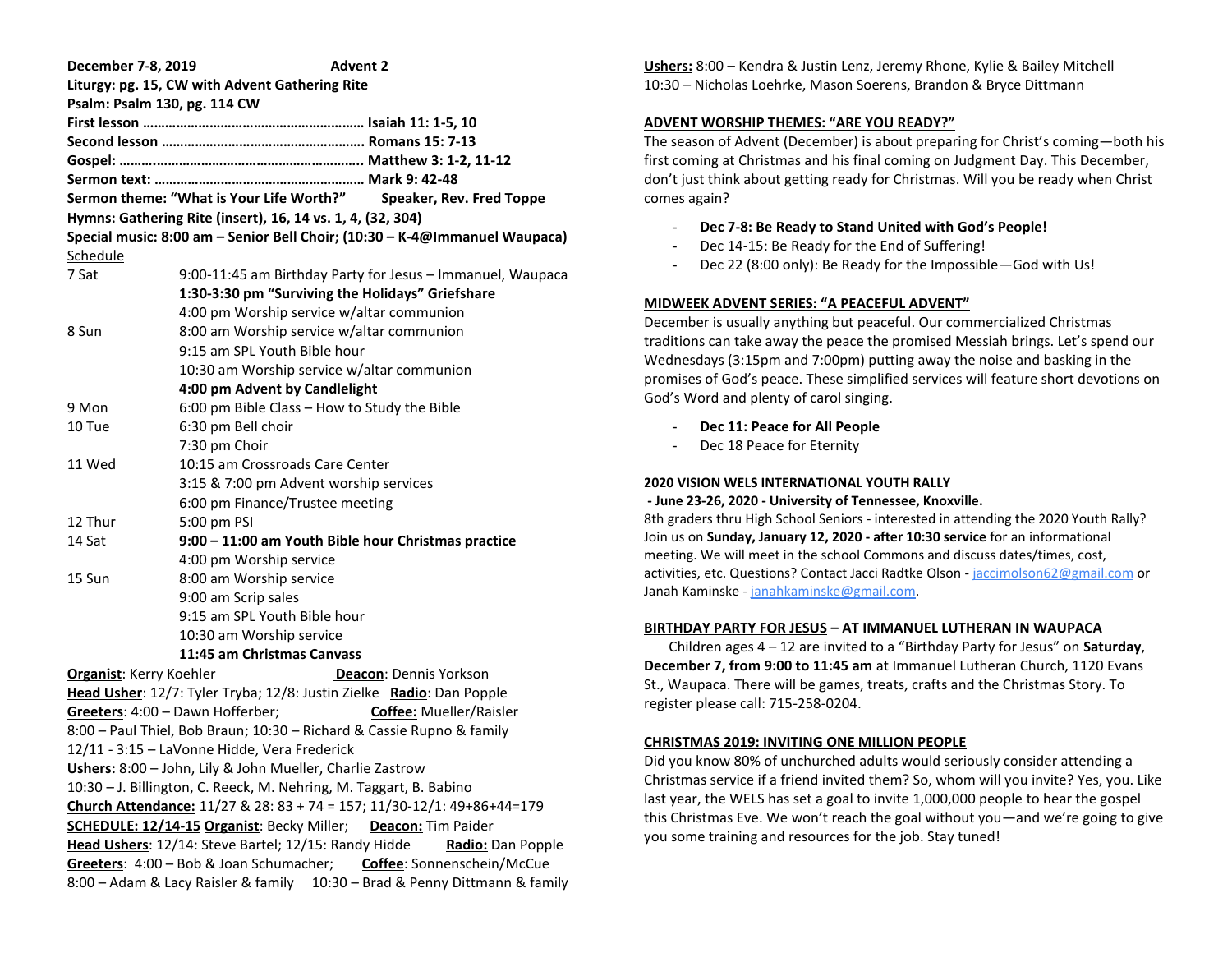**December 7-8, 2019 Advent 2**

**Liturgy: pg. 15, CW with Advent Gathering Rite**

**Psalm: Psalm 130, pg. 114 CW**

**First lesson …………………………………………………… Isaiah 11: 1-5, 10**

**Second lesson ……………………………………………… Romans 15: 7-13**

**Gospel: ……..…………………………………………………. Matthew 3: 1-2, 11-12**

**Sermon text: ………………………………………………… Mark 9: 42-48**

**Sermon theme: "What is Your Life Worth?" Speaker, Rev. Fred Toppe**

**Hymns: Gathering Rite (insert), 16, 14 vs. 1, 4, (32, 304)**

**Special music: 8:00 am – Senior Bell Choir; (10:30 – K-4@Immanuel Waupaca)**

Schedule

| | |
|---|---|
| 7 Sat | 9:00-11:45 am Birthday Party for Jesus – Immanuel, Waupaca |
| | **1:30-3:30 pm "Surviving the Holidays" Griefshare** |
| | 4:00 pm Worship service w/altar communion |
| 8 Sun | 8:00 am Worship service w/altar communion |
| | 9:15 am SPL Youth Bible hour |
| | 10:30 am Worship service w/altar communion |
| | **4:00 pm Advent by Candlelight** |
| 9 Mon | 6:00 pm Bible Class – How to Study the Bible |
| 10 Tue | 6:30 pm Bell choir |
| | 7:30 pm Choir |
| 11 Wed | 10:15 am Crossroads Care Center |
| | 3:15 & 7:00 pm Advent worship services |
| | 6:00 pm Finance/Trustee meeting |
| 12 Thur | 5:00 pm PSI |
| 14 Sat | **9:00 – 11:00 am Youth Bible hour Christmas practice** |
| | 4:00 pm Worship service |
| 15 Sun | 8:00 am Worship service |
| | 9:00 am Scrip sales |
| | 9:15 am SPL Youth Bible hour |
| | 10:30 am Worship service |
| | **11:45 am Christmas Canvass** |

**Organist**: Kerry Koehler **Deacon**: Dennis Yorkson

**Head Usher**: 12/7: Tyler Tryba; 12/8: Justin Zielke **Radio**: Dan Popple

**Greeters**: 4:00 – Dawn Hofferber; **Coffee:** Mueller/Raisler

8:00 – Paul Thiel, Bob Braun; 10:30 – Richard & Cassie Rupno & family

12/11 - 3:15 – LaVonne Hidde, Vera Frederick

**Ushers:** 8:00 – John, Lily & John Mueller, Charlie Zastrow

10:30 – J. Billington, C. Reeck, M. Nehring, M. Taggart, B. Babino

**Church Attendance:** 11/27 & 28: 83 + 74 = 157; 11/30-12/1: 49+86+44=179

**SCHEDULE: 12/14-15** **Organist**: Becky Miller; **Deacon:** Tim Paider

**Head Ushers**: 12/14: Steve Bartel; 12/15: Randy Hidde **Radio:** Dan Popple

**Greeters**: 4:00 – Bob & Joan Schumacher; **Coffee**: Sonnenschein/McCue

8:00 – Adam & Lacy Raisler & family 10:30 – Brad & Penny Dittmann & family

**Ushers:** 8:00 – Kendra & Justin Lenz, Jeremy Rhone, Kylie & Bailey Mitchell

10:30 – Nicholas Loehrke, Mason Soerens, Brandon & Bryce Dittmann

## ADVENT WORSHIP THEMES: "ARE YOU READY?"

The season of Advent (December) is about preparing for Christ's coming—both his first coming at Christmas and his final coming on Judgment Day. This December, don't just think about getting ready for Christmas. Will you be ready when Christ comes again?

- **Dec 7-8: Be Ready to Stand United with God's People!**
- Dec 14-15: Be Ready for the End of Suffering!
- Dec 22 (8:00 only): Be Ready for the Impossible—God with Us!

## MIDWEEK ADVENT SERIES: "A PEACEFUL ADVENT"

December is usually anything but peaceful. Our commercialized Christmas traditions can take away the peace the promised Messiah brings. Let's spend our Wednesdays (3:15pm and 7:00pm) putting away the noise and basking in the promises of God's peace. These simplified services will feature short devotions on God's Word and plenty of carol singing.

- **Dec 11: Peace for All People**
- Dec 18 Peace for Eternity

## 2020 VISION WELS INTERNATIONAL YOUTH RALLY

**- June 23-26, 2020 - University of Tennessee, Knoxville.**

8th graders thru High School Seniors - interested in attending the 2020 Youth Rally? Join us on **Sunday, January 12, 2020 - after 10:30 service** for an informational meeting. We will meet in the school Commons and discuss dates/times, cost, activities, etc. Questions? Contact Jacci Radtke Olson - jaccimolson62@gmail.com or Janah Kaminske - janahkaminske@gmail.com.

## BIRTHDAY PARTY FOR JESUS – AT IMMANUEL LUTHERAN IN WAUPACA

Children ages 4 – 12 are invited to a "Birthday Party for Jesus" on **Saturday**, **December 7, from 9:00 to 11:45 am** at Immanuel Lutheran Church, 1120 Evans St., Waupaca. There will be games, treats, crafts and the Christmas Story. To register please call: 715-258-0204.

## CHRISTMAS 2019: INVITING ONE MILLION PEOPLE

Did you know 80% of unchurched adults would seriously consider attending a Christmas service if a friend invited them? So, whom will you invite? Yes, you. Like last year, the WELS has set a goal to invite 1,000,000 people to hear the gospel this Christmas Eve. We won't reach the goal without you—and we're going to give you some training and resources for the job. Stay tuned!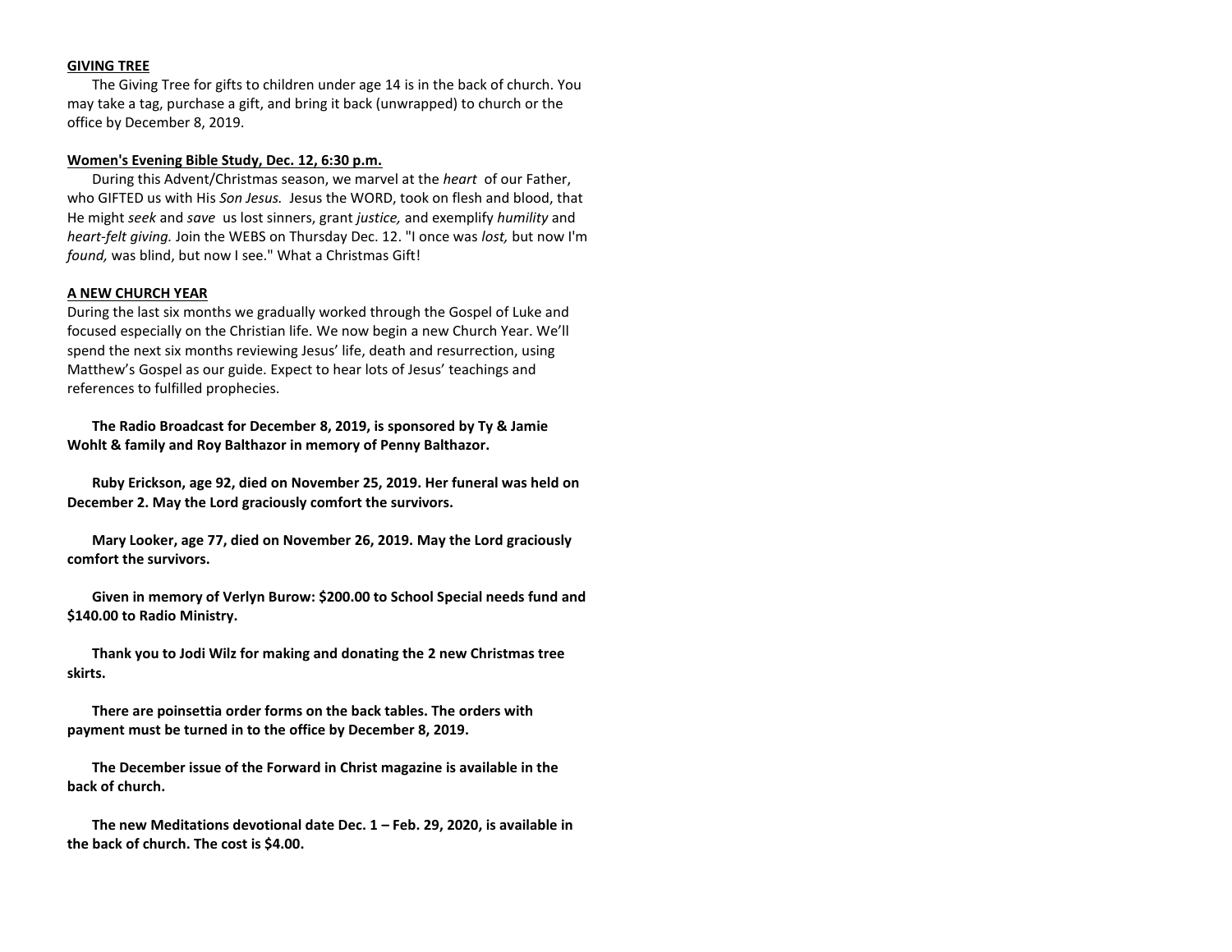**GIVING TREE**

The Giving Tree for gifts to children under age 14 is in the back of church. You may take a tag, purchase a gift, and bring it back (unwrapped) to church or the office by December 8, 2019.

**Women's Evening Bible Study, Dec. 12, 6:30 p.m.**

During this Advent/Christmas season, we marvel at the *heart* of our Father, who GIFTED us with His *Son Jesus.* Jesus the WORD, took on flesh and blood, that He might *seek* and *save* us lost sinners, grant *justice,* and exemplify *humility* and *heart-felt giving.* Join the WEBS on Thursday Dec. 12. "I once was *lost,* but now I'm *found,* was blind, but now I see." What a Christmas Gift!

**A NEW CHURCH YEAR**

During the last six months we gradually worked through the Gospel of Luke and focused especially on the Christian life. We now begin a new Church Year. We'll spend the next six months reviewing Jesus' life, death and resurrection, using Matthew's Gospel as our guide. Expect to hear lots of Jesus' teachings and references to fulfilled prophecies.

**The Radio Broadcast for December 8, 2019, is sponsored by Ty & Jamie Wohlt & family and Roy Balthazor in memory of Penny Balthazor.**

**Ruby Erickson, age 92, died on November 25, 2019. Her funeral was held on December 2. May the Lord graciously comfort the survivors.**

**Mary Looker, age 77, died on November 26, 2019. May the Lord graciously comfort the survivors.**

**Given in memory of Verlyn Burow: $200.00 to School Special needs fund and $140.00 to Radio Ministry.**

**Thank you to Jodi Wilz for making and donating the 2 new Christmas tree skirts.**

**There are poinsettia order forms on the back tables. The orders with payment must be turned in to the office by December 8, 2019.**

**The December issue of the Forward in Christ magazine is available in the back of church.**

**The new Meditations devotional date Dec. 1 – Feb. 29, 2020, is available in the back of church. The cost is $4.00.**